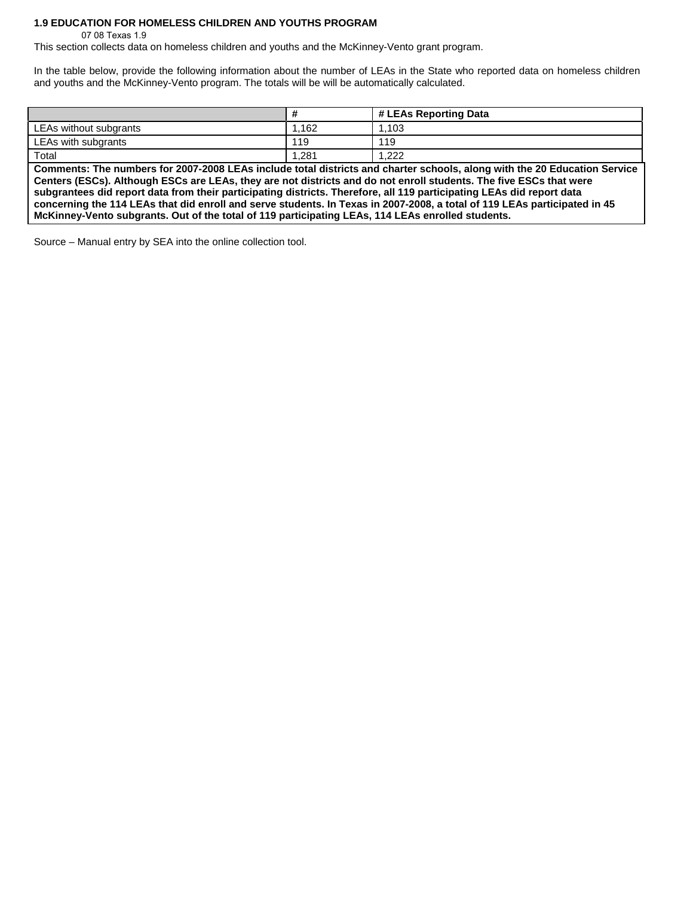## 1.9 EDUCATION FOR HOMELESS CHILDREN AND YOUTHS PROGRAM

07 08 Texas 1.9

This section collects data on homeless children and youths and the McKinney-Vento grant program.

In the table below, provide the following information about the number of LEAs in the State who reported data on homeless children and youths and the McKinney-Vento program. The totals will be will be automatically calculated.

| | # | # LEAs Reporting Data |
|---|---|---|
| LEAs without subgrants | 1,162 | 1,103 |
| LEAs with subgrants | 119 | 119 |
| Total | 1,281 | 1,222 |

**Comments: The numbers for 2007-2008 LEAs include total districts and charter schools, along with the 20 Education Service Centers (ESCs). Although ESCs are LEAs, they are not districts and do not enroll students. The five ESCs that were subgrantees did report data from their participating districts. Therefore, all 119 participating LEAs did report data concerning the 114 LEAs that did enroll and serve students. In Texas in 2007-2008, a total of 119 LEAs participated in 45 McKinney-Vento subgrants. Out of the total of 119 participating LEAs, 114 LEAs enrolled students.**

Source – Manual entry by SEA into the online collection tool.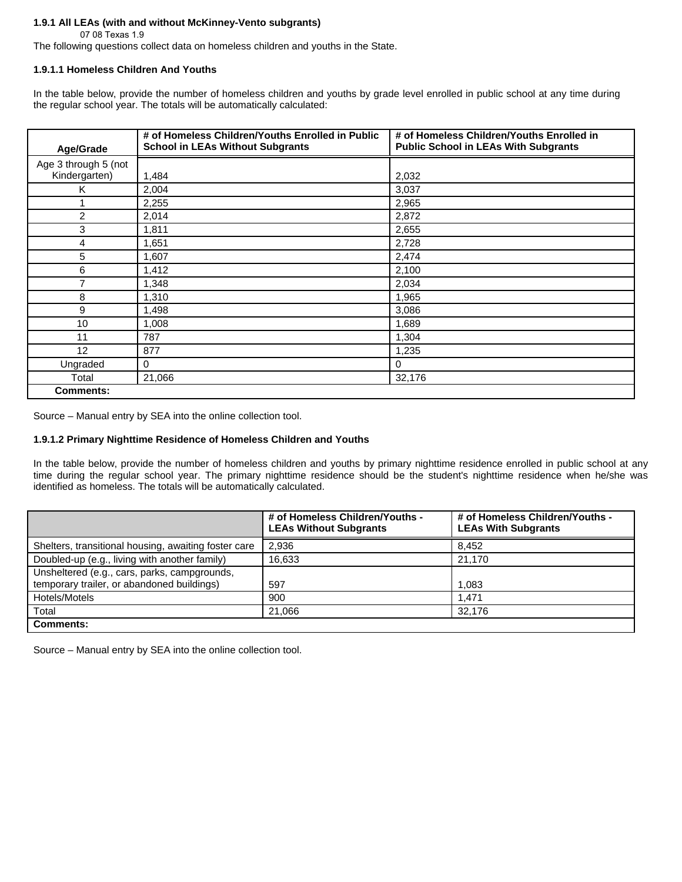**1.9.1 All LEAs (with and without McKinney-Vento subgrants)**

07 08 Texas 1.9

The following questions collect data on homeless children and youths in the State.

**1.9.1.1 Homeless Children And Youths**

In the table below, provide the number of homeless children and youths by grade level enrolled in public school at any time during the regular school year. The totals will be automatically calculated:

| Age/Grade | # of Homeless Children/Youths Enrolled in Public School in LEAs Without Subgrants | # of Homeless Children/Youths Enrolled in Public School in LEAs With Subgrants |
|---|---|---|
| Age 3 through 5 (not Kindergarten) | 1,484 | 2,032 |
| K | 2,004 | 3,037 |
| 1 | 2,255 | 2,965 |
| 2 | 2,014 | 2,872 |
| 3 | 1,811 | 2,655 |
| 4 | 1,651 | 2,728 |
| 5 | 1,607 | 2,474 |
| 6 | 1,412 | 2,100 |
| 7 | 1,348 | 2,034 |
| 8 | 1,310 | 1,965 |
| 9 | 1,498 | 3,086 |
| 10 | 1,008 | 1,689 |
| 11 | 787 | 1,304 |
| 12 | 877 | 1,235 |
| Ungraded | 0 | 0 |
| Total | 21,066 | 32,176 |
| **Comments:** | | |

Source – Manual entry by SEA into the online collection tool.

**1.9.1.2 Primary Nighttime Residence of Homeless Children and Youths**

In the table below, provide the number of homeless children and youths by primary nighttime residence enrolled in public school at any time during the regular school year. The primary nighttime residence should be the student's nighttime residence when he/she was identified as homeless. The totals will be automatically calculated.

| | # of Homeless Children/Youths - LEAs Without Subgrants | # of Homeless Children/Youths - LEAs With Subgrants |
|---|---|---|
| Shelters, transitional housing, awaiting foster care | 2,936 | 8,452 |
| Doubled-up (e.g., living with another family) | 16,633 | 21,170 |
| Unsheltered (e.g., cars, parks, campgrounds, temporary trailer, or abandoned buildings) | 597 | 1,083 |
| Hotels/Motels | 900 | 1,471 |
| Total | 21,066 | 32,176 |
| **Comments:** | | |

Source – Manual entry by SEA into the online collection tool.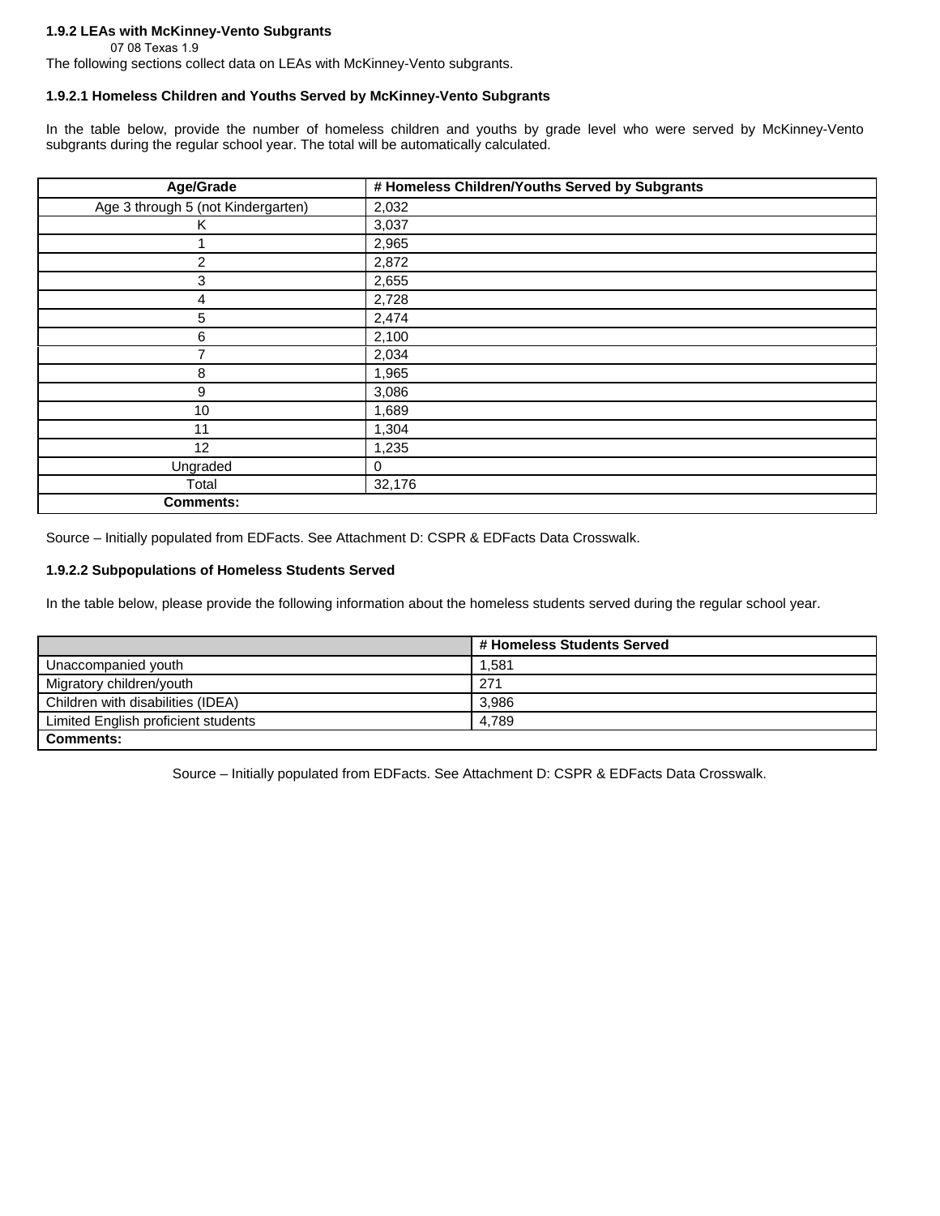**1.9.2 LEAs with McKinney-Vento Subgrants**

07 08 Texas 1.9

The following sections collect data on LEAs with McKinney-Vento subgrants.

**1.9.2.1 Homeless Children and Youths Served by McKinney-Vento Subgrants**

In the table below, provide the number of homeless children and youths by grade level who were served by McKinney-Vento subgrants during the regular school year. The total will be automatically calculated.

| Age/Grade | # Homeless Children/Youths Served by Subgrants |
|---|---|
| Age 3 through 5 (not Kindergarten) | 2,032 |
| K | 3,037 |
| 1 | 2,965 |
| 2 | 2,872 |
| 3 | 2,655 |
| 4 | 2,728 |
| 5 | 2,474 |
| 6 | 2,100 |
| 7 | 2,034 |
| 8 | 1,965 |
| 9 | 3,086 |
| 10 | 1,689 |
| 11 | 1,304 |
| 12 | 1,235 |
| Ungraded | 0 |
| Total | 32,176 |
| **Comments:** | |

Source – Initially populated from EDFacts. See Attachment D: CSPR & EDFacts Data Crosswalk.

**1.9.2.2 Subpopulations of Homeless Students Served**

In the table below, please provide the following information about the homeless students served during the regular school year.

| | # Homeless Students Served |
|---|---|
| Unaccompanied youth | 1,581 |
| Migratory children/youth | 271 |
| Children with disabilities (IDEA) | 3,986 |
| Limited English proficient students | 4,789 |
| **Comments:** | |

Source – Initially populated from EDFacts. See Attachment D: CSPR & EDFacts Data Crosswalk.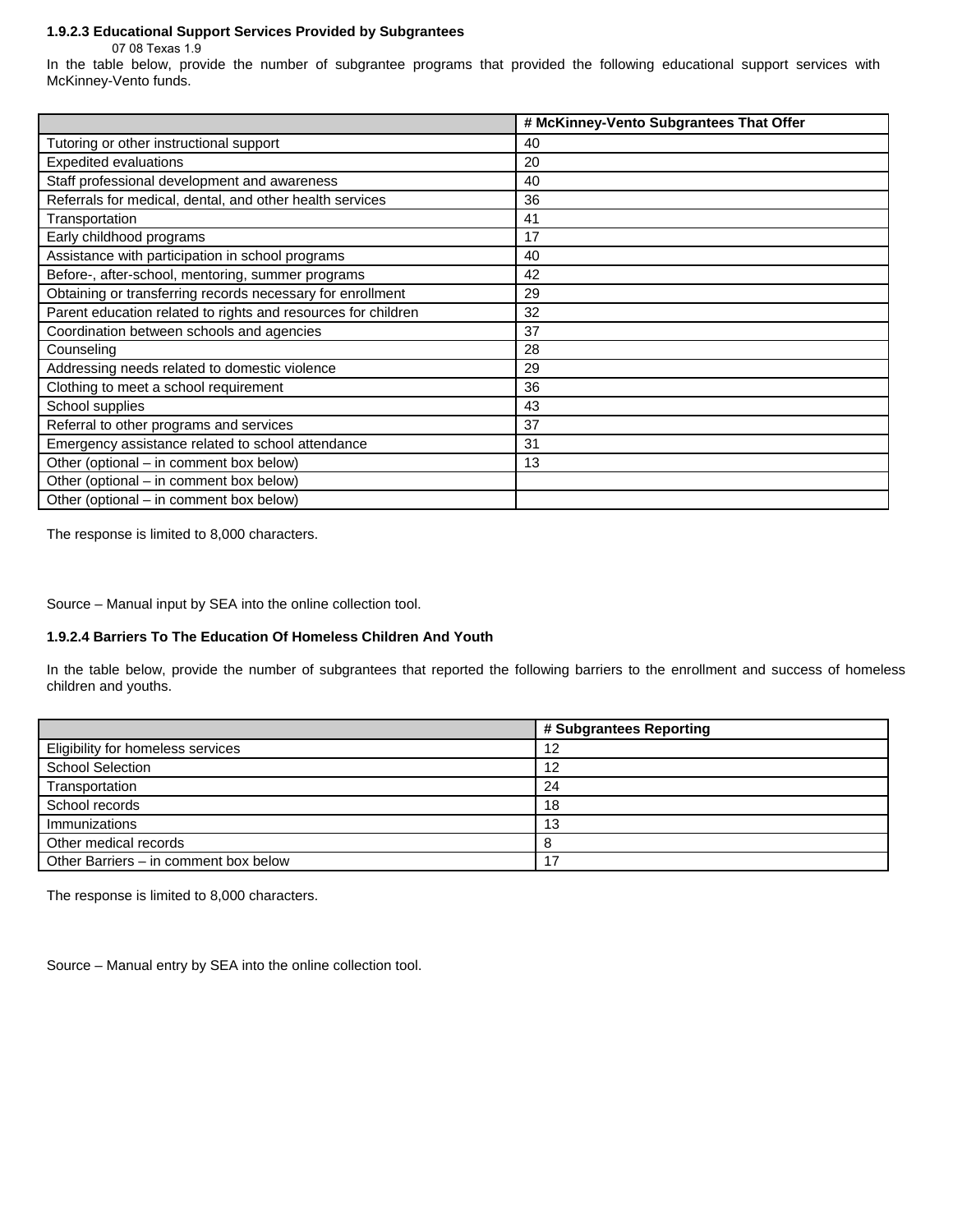### 1.9.2.3 Educational Support Services Provided by Subgrantees

In the table below, provide the number of subgrantee programs that provided the following educational support services with McKinney-Vento funds.

| | # McKinney-Vento Subgrantees That Offer |
|---|---|
| Tutoring or other instructional support | 40 |
| Expedited evaluations | 20 |
| Staff professional development and awareness | 40 |
| Referrals for medical, dental, and other health services | 36 |
| Transportation | 41 |
| Early childhood programs | 17 |
| Assistance with participation in school programs | 40 |
| Before-, after-school, mentoring, summer programs | 42 |
| Obtaining or transferring records necessary for enrollment | 29 |
| Parent education related to rights and resources for children | 32 |
| Coordination between schools and agencies | 37 |
| Counseling | 28 |
| Addressing needs related to domestic violence | 29 |
| Clothing to meet a school requirement | 36 |
| School supplies | 43 |
| Referral to other programs and services | 37 |
| Emergency assistance related to school attendance | 31 |
| Other (optional – in comment box below) | 13 |
| Other (optional – in comment box below) | |
| Other (optional – in comment box below) | |

The response is limited to 8,000 characters.

Source – Manual input by SEA into the online collection tool.

### 1.9.2.4 Barriers To The Education Of Homeless Children And Youth

In the table below, provide the number of subgrantees that reported the following barriers to the enrollment and success of homeless children and youths.

| | # Subgrantees Reporting |
|---|---|
| Eligibility for homeless services | 12 |
| School Selection | 12 |
| Transportation | 24 |
| School records | 18 |
| Immunizations | 13 |
| Other medical records | 8 |
| Other Barriers – in comment box below | 17 |

The response is limited to 8,000 characters.

Source – Manual entry by SEA into the online collection tool.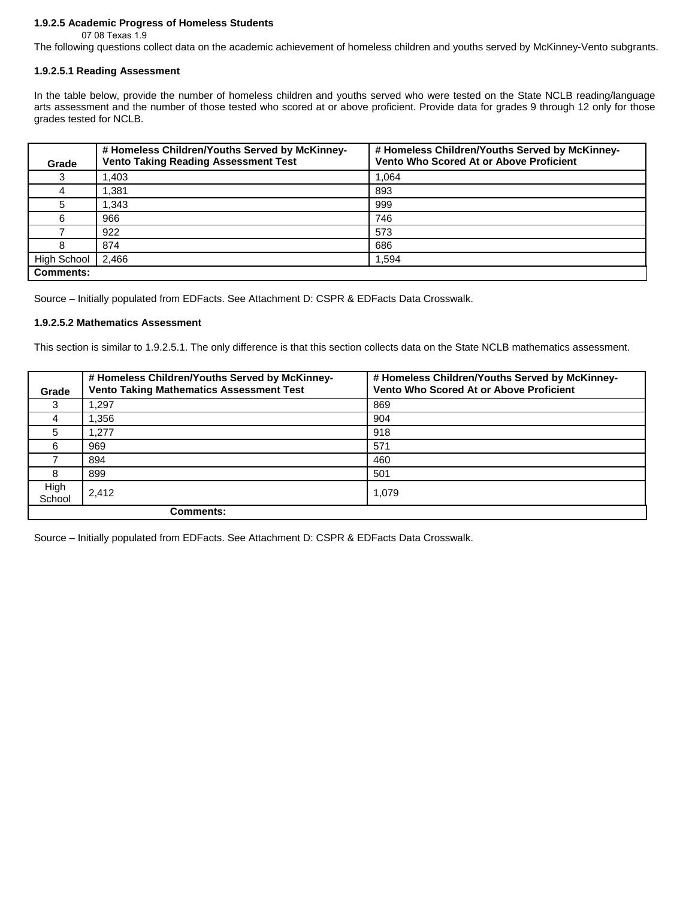### 1.9.2.5 Academic Progress of Homeless Students

07 08 Texas 1.9

The following questions collect data on the academic achievement of homeless children and youths served by McKinney-Vento subgrants.

#### 1.9.2.5.1 Reading Assessment

In the table below, provide the number of homeless children and youths served who were tested on the State NCLB reading/language arts assessment and the number of those tested who scored at or above proficient. Provide data for grades 9 through 12 only for those grades tested for NCLB.

| Grade | # Homeless Children/Youths Served by McKinney-Vento Taking Reading Assessment Test | # Homeless Children/Youths Served by McKinney-Vento Who Scored At or Above Proficient |
|---|---|---|
| 3 | 1,403 | 1,064 |
| 4 | 1,381 | 893 |
| 5 | 1,343 | 999 |
| 6 | 966 | 746 |
| 7 | 922 | 573 |
| 8 | 874 | 686 |
| High School | 2,466 | 1,594 |
| **Comments:** | | |

Source – Initially populated from EDFacts. See Attachment D: CSPR & EDFacts Data Crosswalk.

#### 1.9.2.5.2 Mathematics Assessment

This section is similar to 1.9.2.5.1. The only difference is that this section collects data on the State NCLB mathematics assessment.

| Grade | # Homeless Children/Youths Served by McKinney-Vento Taking Mathematics Assessment Test | # Homeless Children/Youths Served by McKinney-Vento Who Scored At or Above Proficient |
|---|---|---|
| 3 | 1,297 | 869 |
| 4 | 1,356 | 904 |
| 5 | 1,277 | 918 |
| 6 | 969 | 571 |
| 7 | 894 | 460 |
| 8 | 899 | 501 |
| High School | 2,412 | 1,079 |
| **Comments:** | | |

Source – Initially populated from EDFacts. See Attachment D: CSPR & EDFacts Data Crosswalk.